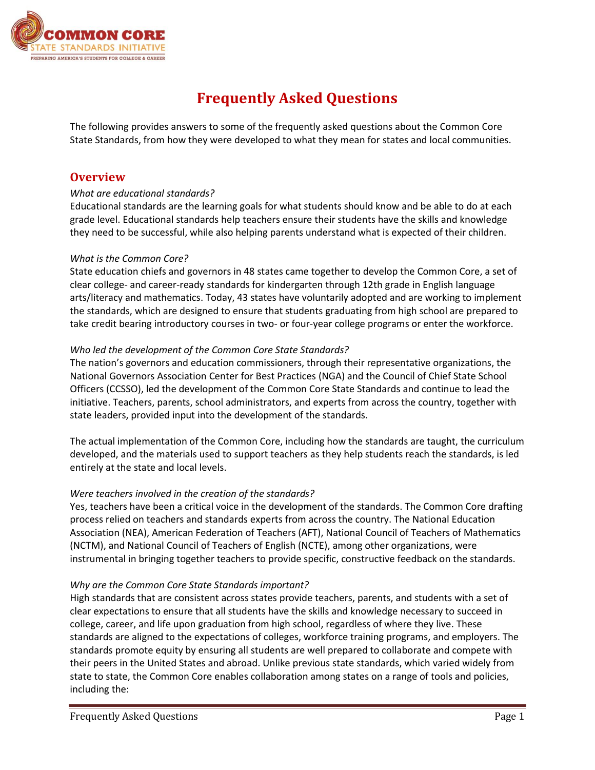# Frequently Asked Questions

The following provides answers to some of the frequently asked questions about the Common Core State Standards, from how they were developed to what they mean for states and local communities.

## Overview

*What are educational standards?*

Educational standards are the learning goals for what students should know and be able to do at each grade level. Educational standards help teachers ensure their students have the skills and knowledge they need to be successful, while also helping parents understand what is expected of their children.

*What is the Common Core?*

State education chiefs and governors in 48 states came together to develop the Common Core, a set of clear college- and career-ready standards for kindergarten through 12th grade in English language arts/literacy and mathematics. Today, 43 states have voluntarily adopted and are working to implement the standards, which are designed to ensure that students graduating from high school are prepared to take credit bearing introductory courses in two- or four-year college programs or enter the workforce.

*Who led the development of the Common Core State Standards?*

The nation's governors and education commissioners, through their representative organizations, the National Governors Association Center for Best Practices (NGA) and the Council of Chief State School Officers (CCSSO), led the development of the Common Core State Standards and continue to lead the initiative. Teachers, parents, school administrators, and experts from across the country, together with state leaders, provided input into the development of the standards.

The actual implementation of the Common Core, including how the standards are taught, the curriculum developed, and the materials used to support teachers as they help students reach the standards, is led entirely at the state and local levels.

*Were teachers involved in the creation of the standards?*

Yes, teachers have been a critical voice in the development of the standards. The Common Core drafting process relied on teachers and standards experts from across the country. The National Education Association (NEA), American Federation of Teachers (AFT), National Council of Teachers of Mathematics (NCTM), and National Council of Teachers of English (NCTE), among other organizations, were instrumental in bringing together teachers to provide specific, constructive feedback on the standards.

*Why are the Common Core State Standards important?*

High standards that are consistent across states provide teachers, parents, and students with a set of clear expectations to ensure that all students have the skills and knowledge necessary to succeed in college, career, and life upon graduation from high school, regardless of where they live. These standards are aligned to the expectations of colleges, workforce training programs, and employers. The standards promote equity by ensuring all students are well prepared to collaborate and compete with their peers in the United States and abroad. Unlike previous state standards, which varied widely from state to state, the Common Core enables collaboration among states on a range of tools and policies, including the: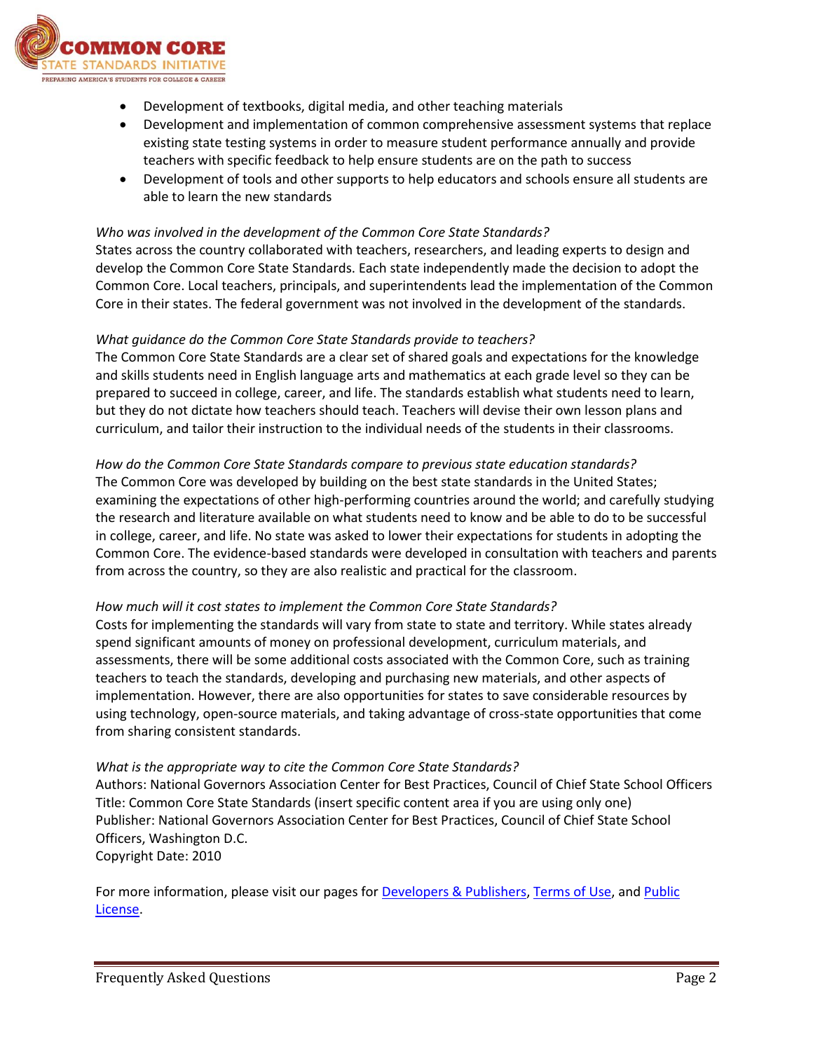- Development of textbooks, digital media, and other teaching materials
- Development and implementation of common comprehensive assessment systems that replace existing state testing systems in order to measure student performance annually and provide teachers with specific feedback to help ensure students are on the path to success
- Development of tools and other supports to help educators and schools ensure all students are able to learn the new standards

*Who was involved in the development of the Common Core State Standards?*
States across the country collaborated with teachers, researchers, and leading experts to design and develop the Common Core State Standards. Each state independently made the decision to adopt the Common Core. Local teachers, principals, and superintendents lead the implementation of the Common Core in their states. The federal government was not involved in the development of the standards.

*What guidance do the Common Core State Standards provide to teachers?*
The Common Core State Standards are a clear set of shared goals and expectations for the knowledge and skills students need in English language arts and mathematics at each grade level so they can be prepared to succeed in college, career, and life. The standards establish what students need to learn, but they do not dictate how teachers should teach. Teachers will devise their own lesson plans and curriculum, and tailor their instruction to the individual needs of the students in their classrooms.

*How do the Common Core State Standards compare to previous state education standards?*
The Common Core was developed by building on the best state standards in the United States; examining the expectations of other high-performing countries around the world; and carefully studying the research and literature available on what students need to know and be able to do to be successful in college, career, and life. No state was asked to lower their expectations for students in adopting the Common Core. The evidence-based standards were developed in consultation with teachers and parents from across the country, so they are also realistic and practical for the classroom.

*How much will it cost states to implement the Common Core State Standards?*
Costs for implementing the standards will vary from state to state and territory. While states already spend significant amounts of money on professional development, curriculum materials, and assessments, there will be some additional costs associated with the Common Core, such as training teachers to teach the standards, developing and purchasing new materials, and other aspects of implementation. However, there are also opportunities for states to save considerable resources by using technology, open-source materials, and taking advantage of cross-state opportunities that come from sharing consistent standards.

*What is the appropriate way to cite the Common Core State Standards?*
Authors: National Governors Association Center for Best Practices, Council of Chief State School Officers
Title: Common Core State Standards (insert specific content area if you are using only one)
Publisher: National Governors Association Center for Best Practices, Council of Chief State School Officers, Washington D.C.
Copyright Date: 2010

For more information, please visit our pages for Developers & Publishers, Terms of Use, and Public License.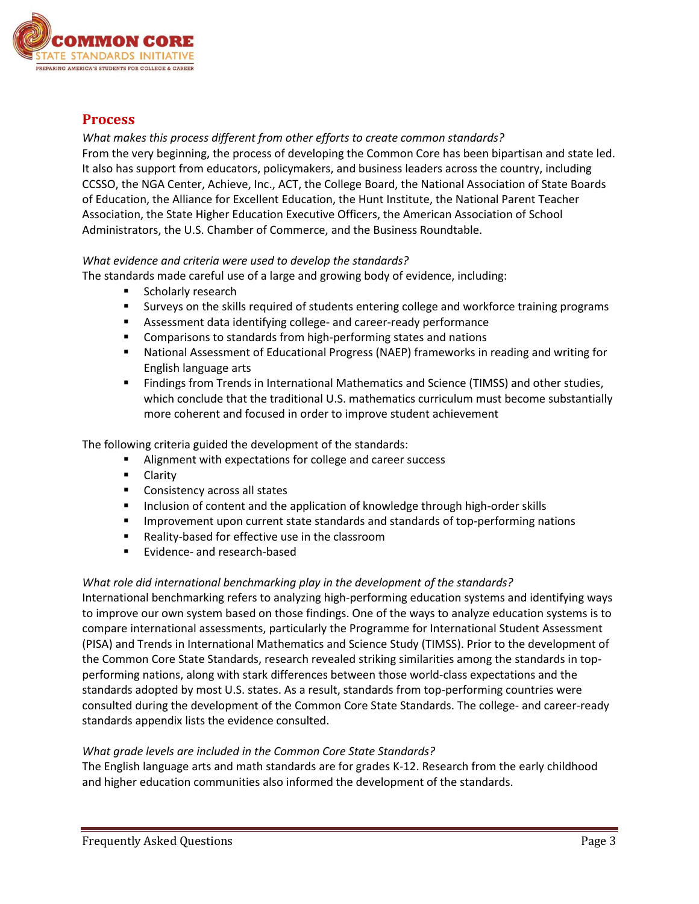## Process

*What makes this process different from other efforts to create common standards?*

From the very beginning, the process of developing the Common Core has been bipartisan and state led. It also has support from educators, policymakers, and business leaders across the country, including CCSSO, the NGA Center, Achieve, Inc., ACT, the College Board, the National Association of State Boards of Education, the Alliance for Excellent Education, the Hunt Institute, the National Parent Teacher Association, the State Higher Education Executive Officers, the American Association of School Administrators, the U.S. Chamber of Commerce, and the Business Roundtable.

*What evidence and criteria were used to develop the standards?*

The standards made careful use of a large and growing body of evidence, including:

- Scholarly research
- Surveys on the skills required of students entering college and workforce training programs
- Assessment data identifying college- and career-ready performance
- Comparisons to standards from high-performing states and nations
- National Assessment of Educational Progress (NAEP) frameworks in reading and writing for English language arts
- Findings from Trends in International Mathematics and Science (TIMSS) and other studies, which conclude that the traditional U.S. mathematics curriculum must become substantially more coherent and focused in order to improve student achievement

The following criteria guided the development of the standards:

- Alignment with expectations for college and career success
- Clarity
- Consistency across all states
- Inclusion of content and the application of knowledge through high-order skills
- Improvement upon current state standards and standards of top-performing nations
- Reality-based for effective use in the classroom
- Evidence- and research-based

*What role did international benchmarking play in the development of the standards?*

International benchmarking refers to analyzing high-performing education systems and identifying ways to improve our own system based on those findings. One of the ways to analyze education systems is to compare international assessments, particularly the Programme for International Student Assessment (PISA) and Trends in International Mathematics and Science Study (TIMSS). Prior to the development of the Common Core State Standards, research revealed striking similarities among the standards in top-performing nations, along with stark differences between those world-class expectations and the standards adopted by most U.S. states. As a result, standards from top-performing countries were consulted during the development of the Common Core State Standards. The college- and career-ready standards appendix lists the evidence consulted.

*What grade levels are included in the Common Core State Standards?*

The English language arts and math standards are for grades K-12. Research from the early childhood and higher education communities also informed the development of the standards.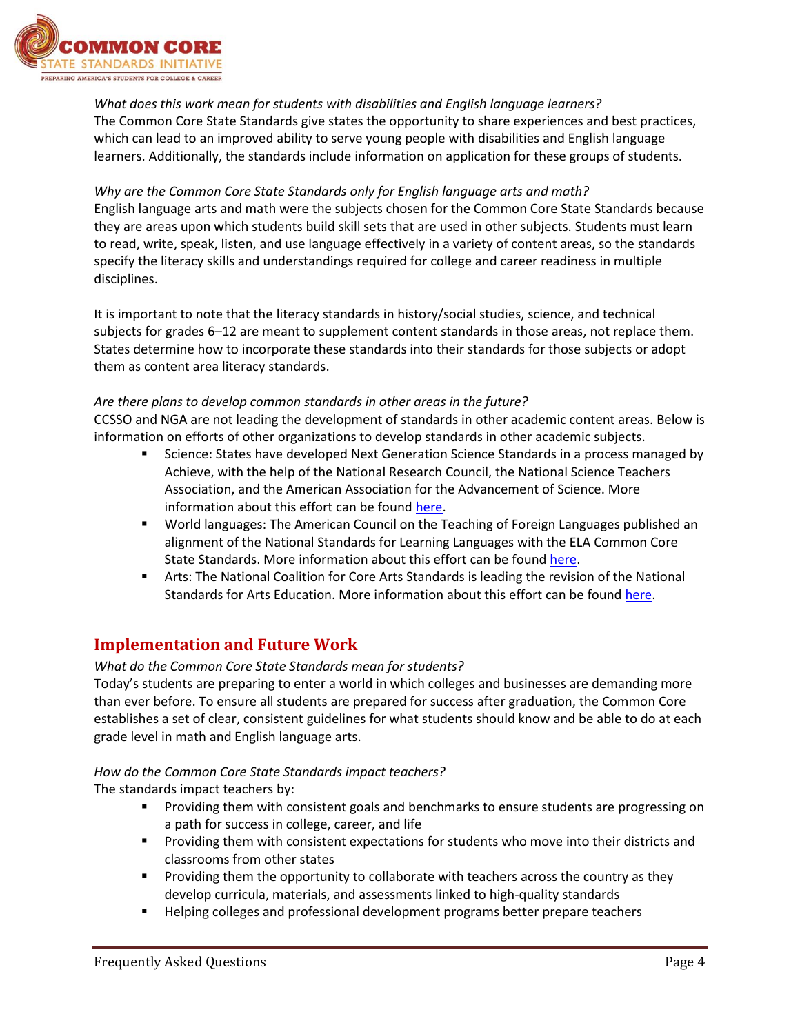*What does this work mean for students with disabilities and English language learners?*
The Common Core State Standards give states the opportunity to share experiences and best practices, which can lead to an improved ability to serve young people with disabilities and English language learners. Additionally, the standards include information on application for these groups of students.

*Why are the Common Core State Standards only for English language arts and math?*
English language arts and math were the subjects chosen for the Common Core State Standards because they are areas upon which students build skill sets that are used in other subjects. Students must learn to read, write, speak, listen, and use language effectively in a variety of content areas, so the standards specify the literacy skills and understandings required for college and career readiness in multiple disciplines.

It is important to note that the literacy standards in history/social studies, science, and technical subjects for grades 6–12 are meant to supplement content standards in those areas, not replace them. States determine how to incorporate these standards into their standards for those subjects or adopt them as content area literacy standards.

*Are there plans to develop common standards in other areas in the future?*
CCSSO and NGA are not leading the development of standards in other academic content areas. Below is information on efforts of other organizations to develop standards in other academic subjects.

- Science: States have developed Next Generation Science Standards in a process managed by Achieve, with the help of the National Research Council, the National Science Teachers Association, and the American Association for the Advancement of Science. More information about this effort can be found here.
- World languages: The American Council on the Teaching of Foreign Languages published an alignment of the National Standards for Learning Languages with the ELA Common Core State Standards. More information about this effort can be found here.
- Arts: The National Coalition for Core Arts Standards is leading the revision of the National Standards for Arts Education. More information about this effort can be found here.

## Implementation and Future Work

*What do the Common Core State Standards mean for students?*
Today's students are preparing to enter a world in which colleges and businesses are demanding more than ever before. To ensure all students are prepared for success after graduation, the Common Core establishes a set of clear, consistent guidelines for what students should know and be able to do at each grade level in math and English language arts.

*How do the Common Core State Standards impact teachers?*
The standards impact teachers by:

- Providing them with consistent goals and benchmarks to ensure students are progressing on a path for success in college, career, and life
- Providing them with consistent expectations for students who move into their districts and classrooms from other states
- Providing them the opportunity to collaborate with teachers across the country as they develop curricula, materials, and assessments linked to high-quality standards
- Helping colleges and professional development programs better prepare teachers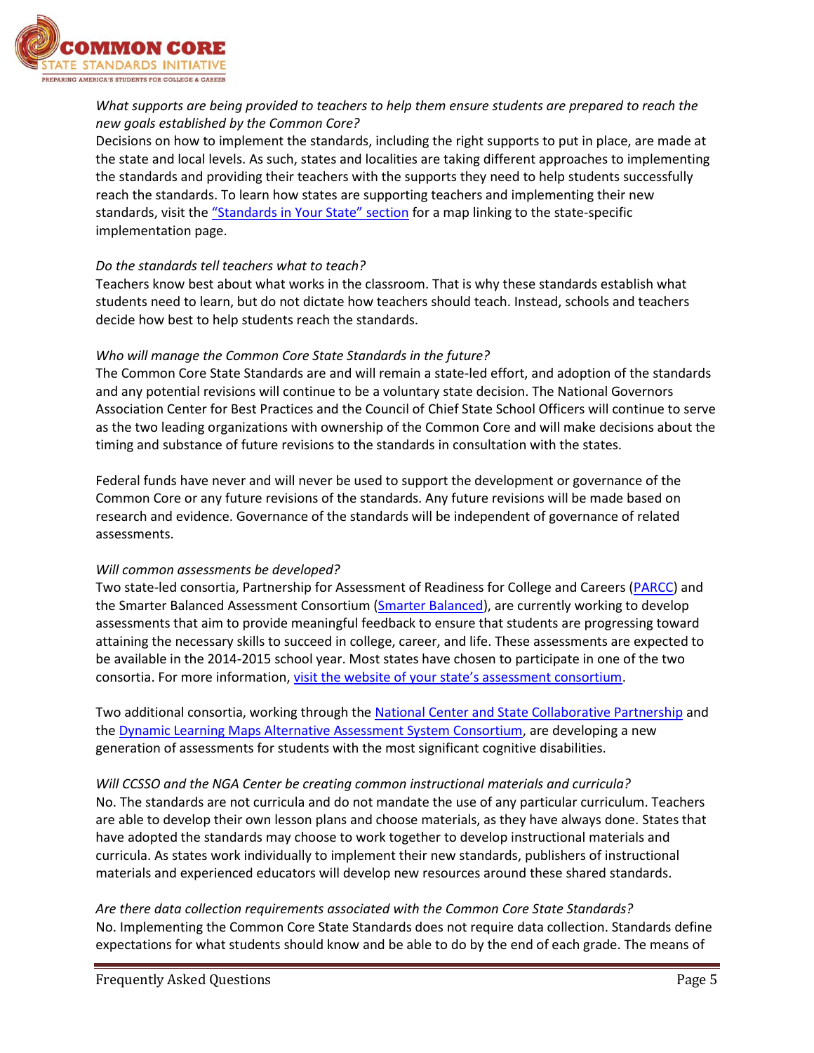*What supports are being provided to teachers to help them ensure students are prepared to reach the new goals established by the Common Core?*

Decisions on how to implement the standards, including the right supports to put in place, are made at the state and local levels. As such, states and localities are taking different approaches to implementing the standards and providing their teachers with the supports they need to help students successfully reach the standards. To learn how states are supporting teachers and implementing their new standards, visit the "Standards in Your State" section for a map linking to the state-specific implementation page.

*Do the standards tell teachers what to teach?*

Teachers know best about what works in the classroom. That is why these standards establish what students need to learn, but do not dictate how teachers should teach. Instead, schools and teachers decide how best to help students reach the standards.

*Who will manage the Common Core State Standards in the future?*

The Common Core State Standards are and will remain a state-led effort, and adoption of the standards and any potential revisions will continue to be a voluntary state decision. The National Governors Association Center for Best Practices and the Council of Chief State School Officers will continue to serve as the two leading organizations with ownership of the Common Core and will make decisions about the timing and substance of future revisions to the standards in consultation with the states.

Federal funds have never and will never be used to support the development or governance of the Common Core or any future revisions of the standards. Any future revisions will be made based on research and evidence. Governance of the standards will be independent of governance of related assessments.

*Will common assessments be developed?*

Two state-led consortia, Partnership for Assessment of Readiness for College and Careers (PARCC) and the Smarter Balanced Assessment Consortium (Smarter Balanced), are currently working to develop assessments that aim to provide meaningful feedback to ensure that students are progressing toward attaining the necessary skills to succeed in college, career, and life. These assessments are expected to be available in the 2014-2015 school year. Most states have chosen to participate in one of the two consortia. For more information, visit the website of your state's assessment consortium.

Two additional consortia, working through the National Center and State Collaborative Partnership and the Dynamic Learning Maps Alternative Assessment System Consortium, are developing a new generation of assessments for students with the most significant cognitive disabilities.

*Will CCSSO and the NGA Center be creating common instructional materials and curricula?*

No. The standards are not curricula and do not mandate the use of any particular curriculum. Teachers are able to develop their own lesson plans and choose materials, as they have always done. States that have adopted the standards may choose to work together to develop instructional materials and curricula. As states work individually to implement their new standards, publishers of instructional materials and experienced educators will develop new resources around these shared standards.

*Are there data collection requirements associated with the Common Core State Standards?*

No. Implementing the Common Core State Standards does not require data collection. Standards define expectations for what students should know and be able to do by the end of each grade. The means of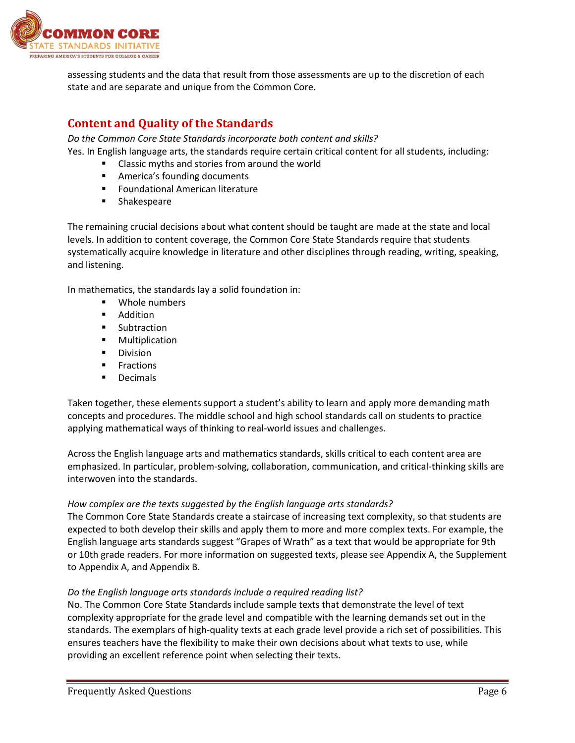assessing students and the data that result from those assessments are up to the discretion of each state and are separate and unique from the Common Core.

## Content and Quality of the Standards

*Do the Common Core State Standards incorporate both content and skills?*

Yes. In English language arts, the standards require certain critical content for all students, including:

- Classic myths and stories from around the world
- America's founding documents
- Foundational American literature
- Shakespeare

The remaining crucial decisions about what content should be taught are made at the state and local levels. In addition to content coverage, the Common Core State Standards require that students systematically acquire knowledge in literature and other disciplines through reading, writing, speaking, and listening.

In mathematics, the standards lay a solid foundation in:

- Whole numbers
- Addition
- Subtraction
- Multiplication
- Division
- Fractions
- Decimals

Taken together, these elements support a student's ability to learn and apply more demanding math concepts and procedures. The middle school and high school standards call on students to practice applying mathematical ways of thinking to real-world issues and challenges.

Across the English language arts and mathematics standards, skills critical to each content area are emphasized. In particular, problem-solving, collaboration, communication, and critical-thinking skills are interwoven into the standards.

*How complex are the texts suggested by the English language arts standards?*

The Common Core State Standards create a staircase of increasing text complexity, so that students are expected to both develop their skills and apply them to more and more complex texts. For example, the English language arts standards suggest "Grapes of Wrath" as a text that would be appropriate for 9th or 10th grade readers. For more information on suggested texts, please see Appendix A, the Supplement to Appendix A, and Appendix B.

*Do the English language arts standards include a required reading list?*

No. The Common Core State Standards include sample texts that demonstrate the level of text complexity appropriate for the grade level and compatible with the learning demands set out in the standards. The exemplars of high-quality texts at each grade level provide a rich set of possibilities. This ensures teachers have the flexibility to make their own decisions about what texts to use, while providing an excellent reference point when selecting their texts.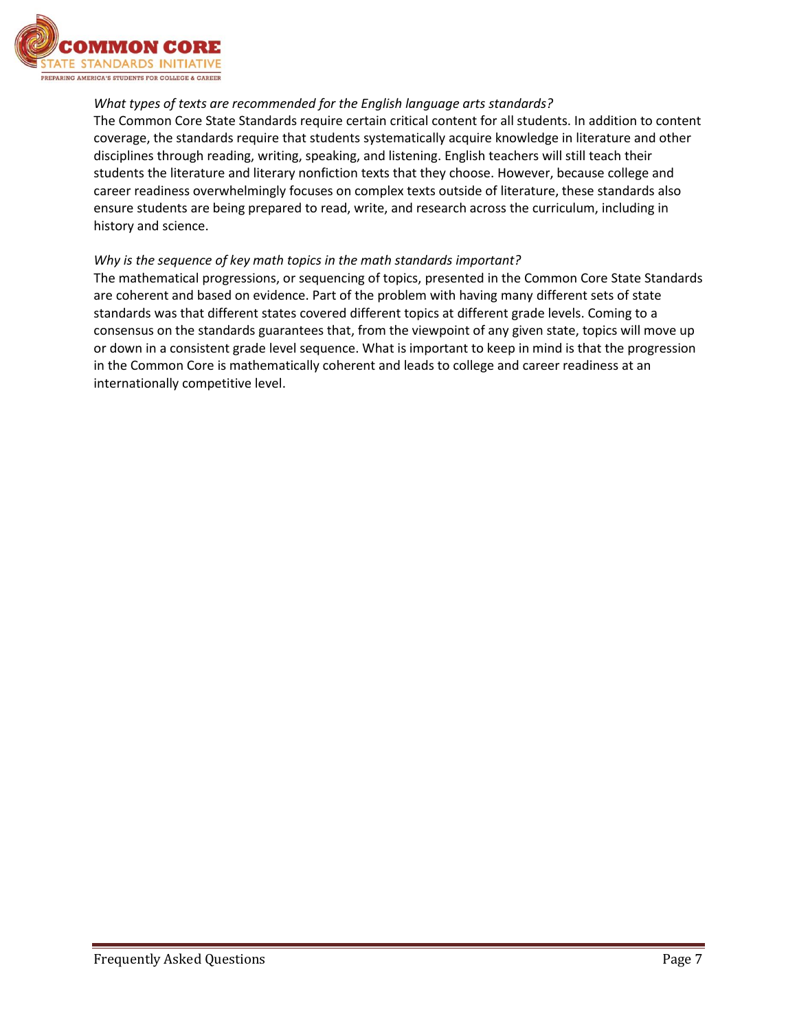*What types of texts are recommended for the English language arts standards?*

The Common Core State Standards require certain critical content for all students. In addition to content coverage, the standards require that students systematically acquire knowledge in literature and other disciplines through reading, writing, speaking, and listening. English teachers will still teach their students the literature and literary nonfiction texts that they choose. However, because college and career readiness overwhelmingly focuses on complex texts outside of literature, these standards also ensure students are being prepared to read, write, and research across the curriculum, including in history and science.

*Why is the sequence of key math topics in the math standards important?*

The mathematical progressions, or sequencing of topics, presented in the Common Core State Standards are coherent and based on evidence. Part of the problem with having many different sets of state standards was that different states covered different topics at different grade levels. Coming to a consensus on the standards guarantees that, from the viewpoint of any given state, topics will move up or down in a consistent grade level sequence. What is important to keep in mind is that the progression in the Common Core is mathematically coherent and leads to college and career readiness at an internationally competitive level.